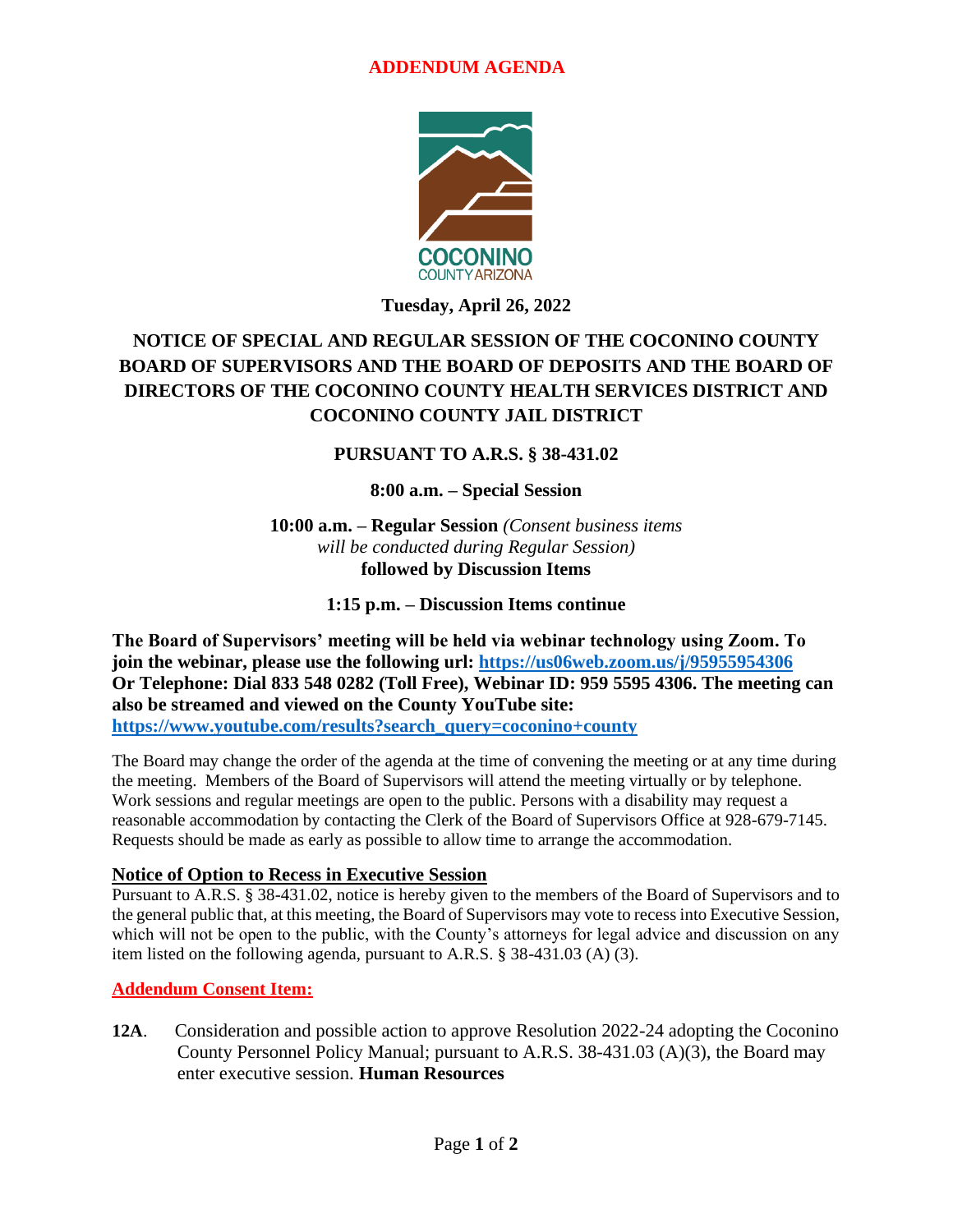# ADDENDUM AGENDA

COCONINO
COUNTY ARIZONA

**Tuesday, April 26, 2022**

## NOTICE OF SPECIAL AND REGULAR SESSION OF THE COCONINO COUNTY BOARD OF SUPERVISORS AND THE BOARD OF DEPOSITS AND THE BOARD OF DIRECTORS OF THE COCONINO COUNTY HEALTH SERVICES DISTRICT AND COCONINO COUNTY JAIL DISTRICT

### PURSUANT TO A.R.S. § 38-431.02

**8:00 a.m. – Special Session**

**10:00 a.m. – Regular Session** *(Consent business items will be conducted during Regular Session)*
**followed by Discussion Items**

**1:15 p.m. – Discussion Items continue**

**The Board of Supervisors' meeting will be held via webinar technology using Zoom. To join the webinar, please use the following url: https://us06web.zoom.us/j/95955954306 Or Telephone: Dial 833 548 0282 (Toll Free), Webinar ID: 959 5595 4306. The meeting can also be streamed and viewed on the County YouTube site: https://www.youtube.com/results?search_query=coconino+county**

The Board may change the order of the agenda at the time of convening the meeting or at any time during the meeting. Members of the Board of Supervisors will attend the meeting virtually or by telephone. Work sessions and regular meetings are open to the public. Persons with a disability may request a reasonable accommodation by contacting the Clerk of the Board of Supervisors Office at 928-679-7145. Requests should be made as early as possible to allow time to arrange the accommodation.

**Notice of Option to Recess in Executive Session**

Pursuant to A.R.S. § 38-431.02, notice is hereby given to the members of the Board of Supervisors and to the general public that, at this meeting, the Board of Supervisors may vote to recess into Executive Session, which will not be open to the public, with the County's attorneys for legal advice and discussion on any item listed on the following agenda, pursuant to A.R.S. § 38-431.03 (A) (3).

**Addendum Consent Item:**

**12A**. Consideration and possible action to approve Resolution 2022-24 adopting the Coconino County Personnel Policy Manual; pursuant to A.R.S. 38-431.03 (A)(3), the Board may enter executive session. **Human Resources**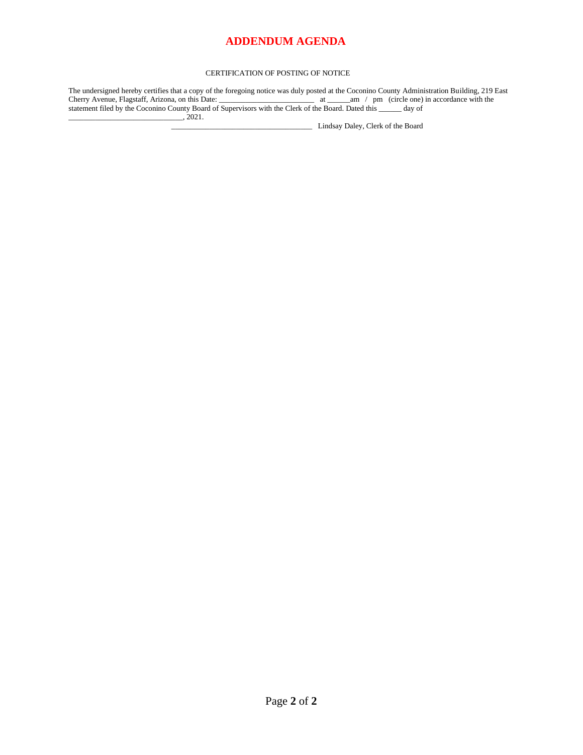# ADDENDUM AGENDA

CERTIFICATION OF POSTING OF NOTICE

The undersigned hereby certifies that a copy of the foregoing notice was duly posted at the Coconino County Administration Building, 219 East Cherry Avenue, Flagstaff, Arizona, on this Date: _________________________ at ______am / pm (circle one) in accordance with the statement filed by the Coconino County Board of Supervisors with the Clerk of the Board. Dated this ______ day of ______________________________, 2021.

____________________________________ Lindsay Daley, Clerk of the Board